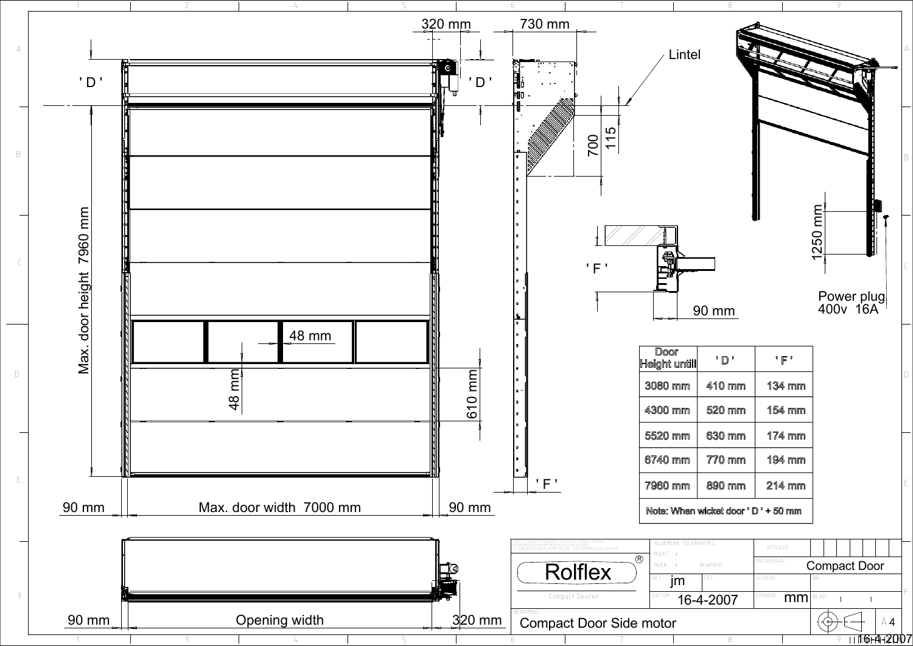Lintel

320 mm

730 mm

'D'

'D'

700

115

Max. door height 7960 mm

48 mm

48 mm

610 mm

'F'

'F'

90 mm

1250 mm

Power plug
400v 16A

90 mm

Max. door width 7000 mm

90 mm

| Door Height untill | 'D' | 'F' |
|---|---|---|
| 3080 mm | 410 mm | 134 mm |
| 4300 mm | 520 mm | 154 mm |
| 5520 mm | 630 mm | 174 mm |
| 6740 mm | 770 mm | 194 mm |
| 7960 mm | 890 mm | 214 mm |
| Note: When wicket door 'D' + 50 mm | | |

90 mm

Opening width

320 mm

| | | |
|---|---|---|
| Rolflex® Compact Deuren | GET: jm | MATERIAAL: Compact Door |
| | DATUM: 16-4-2007 | EENHEID: mm |
| BENAMING: Compact Door Side motor | | A4 |

16-4-2007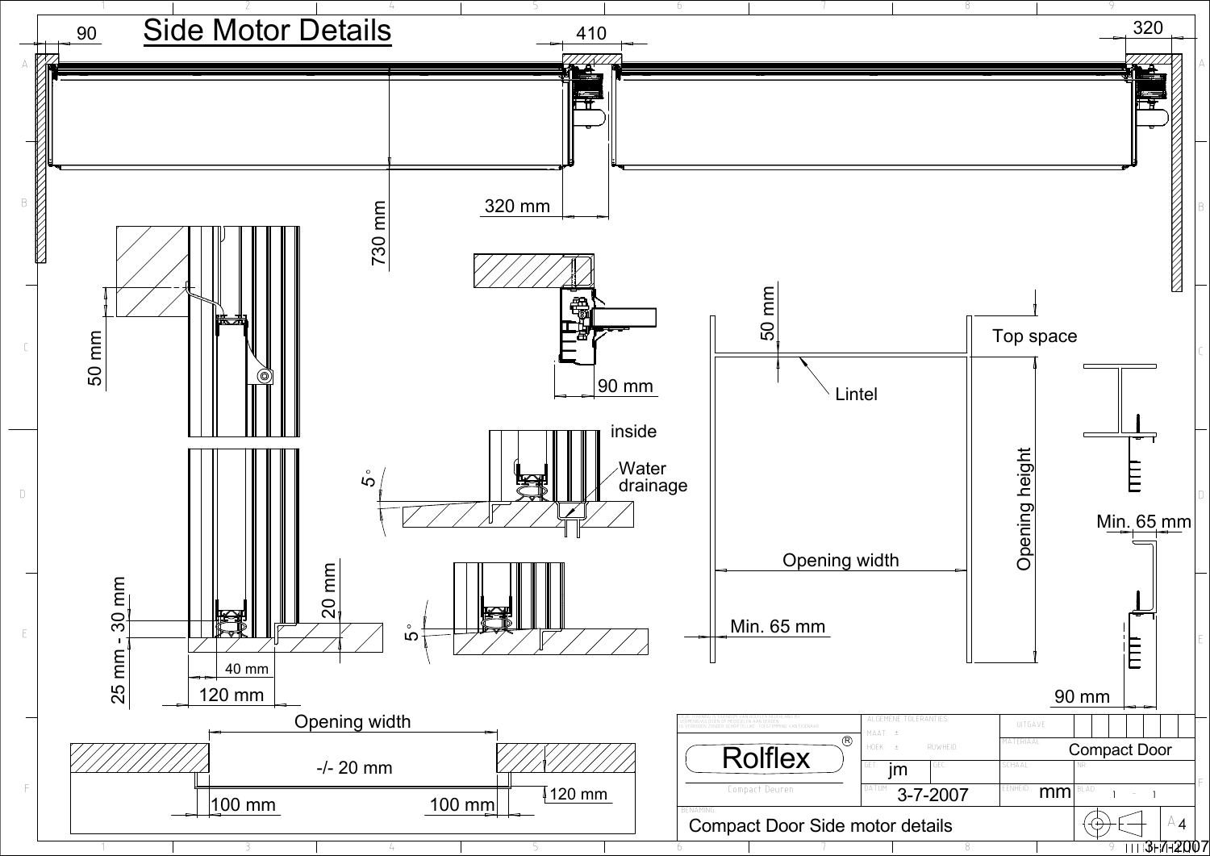# Side Motor Details

90

410

320

320 mm

730 mm

50 mm

90 mm

inside

Water drainage

5°

50 mm

Lintel

Top space

Opening height

Opening width

Min. 65 mm

Min. 65 mm

90 mm

20 mm

5°

25 mm - 30 mm

40 mm

120 mm

Opening width

-/- 20 mm

100 mm

100 mm

120 mm

Rolflex®

Compact Deuren

jm

3-7-2007

Compact Door

mm

Compact Door Side motor details

A4

3-7-2007